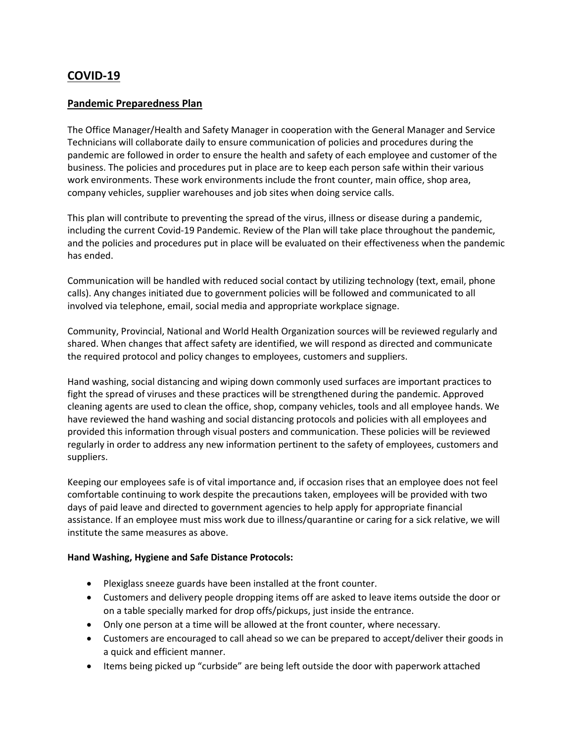## COVID-19

### Pandemic Preparedness Plan

The Office Manager/Health and Safety Manager in cooperation with the General Manager and Service Technicians will collaborate daily to ensure communication of policies and procedures during the pandemic are followed in order to ensure the health and safety of each employee and customer of the business. The policies and procedures put in place are to keep each person safe within their various work environments. These work environments include the front counter, main office, shop area, company vehicles, supplier warehouses and job sites when doing service calls.

This plan will contribute to preventing the spread of the virus, illness or disease during a pandemic, including the current Covid-19 Pandemic. Review of the Plan will take place throughout the pandemic, and the policies and procedures put in place will be evaluated on their effectiveness when the pandemic has ended.

Communication will be handled with reduced social contact by utilizing technology (text, email, phone calls). Any changes initiated due to government policies will be followed and communicated to all involved via telephone, email, social media and appropriate workplace signage.

Community, Provincial, National and World Health Organization sources will be reviewed regularly and shared. When changes that affect safety are identified, we will respond as directed and communicate the required protocol and policy changes to employees, customers and suppliers.

Hand washing, social distancing and wiping down commonly used surfaces are important practices to fight the spread of viruses and these practices will be strengthened during the pandemic. Approved cleaning agents are used to clean the office, shop, company vehicles, tools and all employee hands. We have reviewed the hand washing and social distancing protocols and policies with all employees and provided this information through visual posters and communication. These policies will be reviewed regularly in order to address any new information pertinent to the safety of employees, customers and suppliers.

Keeping our employees safe is of vital importance and, if occasion rises that an employee does not feel comfortable continuing to work despite the precautions taken, employees will be provided with two days of paid leave and directed to government agencies to help apply for appropriate financial assistance. If an employee must miss work due to illness/quarantine or caring for a sick relative, we will institute the same measures as above.

**Hand Washing, Hygiene and Safe Distance Protocols:**

- Plexiglass sneeze guards have been installed at the front counter.
- Customers and delivery people dropping items off are asked to leave items outside the door or on a table specially marked for drop offs/pickups, just inside the entrance.
- Only one person at a time will be allowed at the front counter, where necessary.
- Customers are encouraged to call ahead so we can be prepared to accept/deliver their goods in a quick and efficient manner.
- Items being picked up "curbside" are being left outside the door with paperwork attached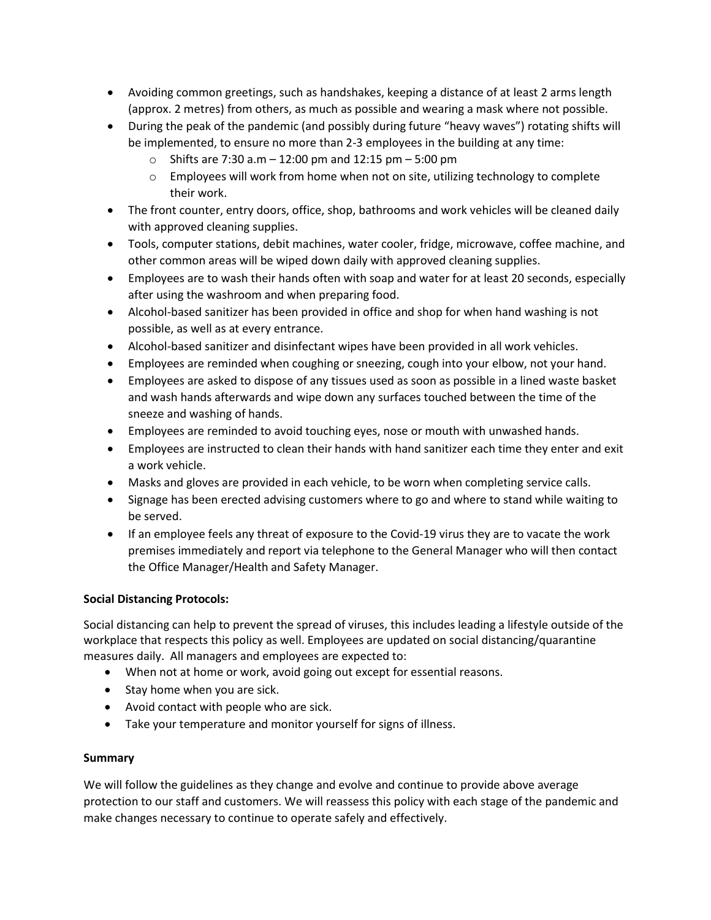- Avoiding common greetings, such as handshakes, keeping a distance of at least 2 arms length (approx. 2 metres) from others, as much as possible and wearing a mask where not possible.
- During the peak of the pandemic (and possibly during future "heavy waves") rotating shifts will be implemented, to ensure no more than 2-3 employees in the building at any time:
  - Shifts are 7:30 a.m – 12:00 pm and 12:15 pm – 5:00 pm
  - Employees will work from home when not on site, utilizing technology to complete their work.
- The front counter, entry doors, office, shop, bathrooms and work vehicles will be cleaned daily with approved cleaning supplies.
- Tools, computer stations, debit machines, water cooler, fridge, microwave, coffee machine, and other common areas will be wiped down daily with approved cleaning supplies.
- Employees are to wash their hands often with soap and water for at least 20 seconds, especially after using the washroom and when preparing food.
- Alcohol-based sanitizer has been provided in office and shop for when hand washing is not possible, as well as at every entrance.
- Alcohol-based sanitizer and disinfectant wipes have been provided in all work vehicles.
- Employees are reminded when coughing or sneezing, cough into your elbow, not your hand.
- Employees are asked to dispose of any tissues used as soon as possible in a lined waste basket and wash hands afterwards and wipe down any surfaces touched between the time of the sneeze and washing of hands.
- Employees are reminded to avoid touching eyes, nose or mouth with unwashed hands.
- Employees are instructed to clean their hands with hand sanitizer each time they enter and exit a work vehicle.
- Masks and gloves are provided in each vehicle, to be worn when completing service calls.
- Signage has been erected advising customers where to go and where to stand while waiting to be served.
- If an employee feels any threat of exposure to the Covid-19 virus they are to vacate the work premises immediately and report via telephone to the General Manager who will then contact the Office Manager/Health and Safety Manager.

**Social Distancing Protocols:**

Social distancing can help to prevent the spread of viruses, this includes leading a lifestyle outside of the workplace that respects this policy as well. Employees are updated on social distancing/quarantine measures daily. All managers and employees are expected to:

- When not at home or work, avoid going out except for essential reasons.
- Stay home when you are sick.
- Avoid contact with people who are sick.
- Take your temperature and monitor yourself for signs of illness.

**Summary**

We will follow the guidelines as they change and evolve and continue to provide above average protection to our staff and customers. We will reassess this policy with each stage of the pandemic and make changes necessary to continue to operate safely and effectively.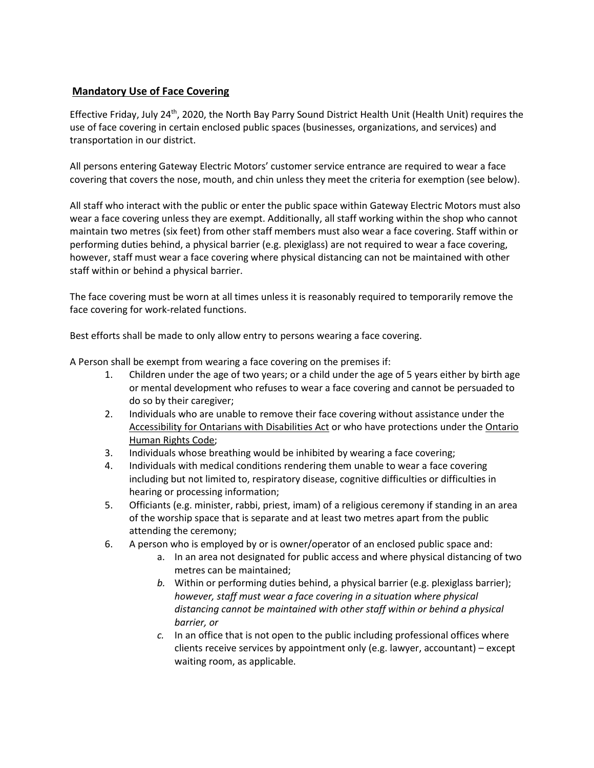**Mandatory Use of Face Covering**

Effective Friday, July 24th, 2020, the North Bay Parry Sound District Health Unit (Health Unit) requires the use of face covering in certain enclosed public spaces (businesses, organizations, and services) and transportation in our district.

All persons entering Gateway Electric Motors' customer service entrance are required to wear a face covering that covers the nose, mouth, and chin unless they meet the criteria for exemption (see below).

All staff who interact with the public or enter the public space within Gateway Electric Motors must also wear a face covering unless they are exempt. Additionally, all staff working within the shop who cannot maintain two metres (six feet) from other staff members must also wear a face covering. Staff within or performing duties behind, a physical barrier (e.g. plexiglass) are not required to wear a face covering, however, staff must wear a face covering where physical distancing can not be maintained with other staff within or behind a physical barrier.

The face covering must be worn at all times unless it is reasonably required to temporarily remove the face covering for work-related functions.

Best efforts shall be made to only allow entry to persons wearing a face covering.

A Person shall be exempt from wearing a face covering on the premises if:

1. Children under the age of two years; or a child under the age of 5 years either by birth age or mental development who refuses to wear a face covering and cannot be persuaded to do so by their caregiver;
2. Individuals who are unable to remove their face covering without assistance under the Accessibility for Ontarians with Disabilities Act or who have protections under the Ontario Human Rights Code;
3. Individuals whose breathing would be inhibited by wearing a face covering;
4. Individuals with medical conditions rendering them unable to wear a face covering including but not limited to, respiratory disease, cognitive difficulties or difficulties in hearing or processing information;
5. Officiants (e.g. minister, rabbi, priest, imam) of a religious ceremony if standing in an area of the worship space that is separate and at least two metres apart from the public attending the ceremony;
6. A person who is employed by or is owner/operator of an enclosed public space and:
   a. In an area not designated for public access and where physical distancing of two metres can be maintained;
   *b.* Within or performing duties behind, a physical barrier (e.g. plexiglass barrier); *however, staff must wear a face covering in a situation where physical distancing cannot be maintained with other staff within or behind a physical barrier, or*
   *c.* In an office that is not open to the public including professional offices where clients receive services by appointment only (e.g. lawyer, accountant) – except waiting room, as applicable.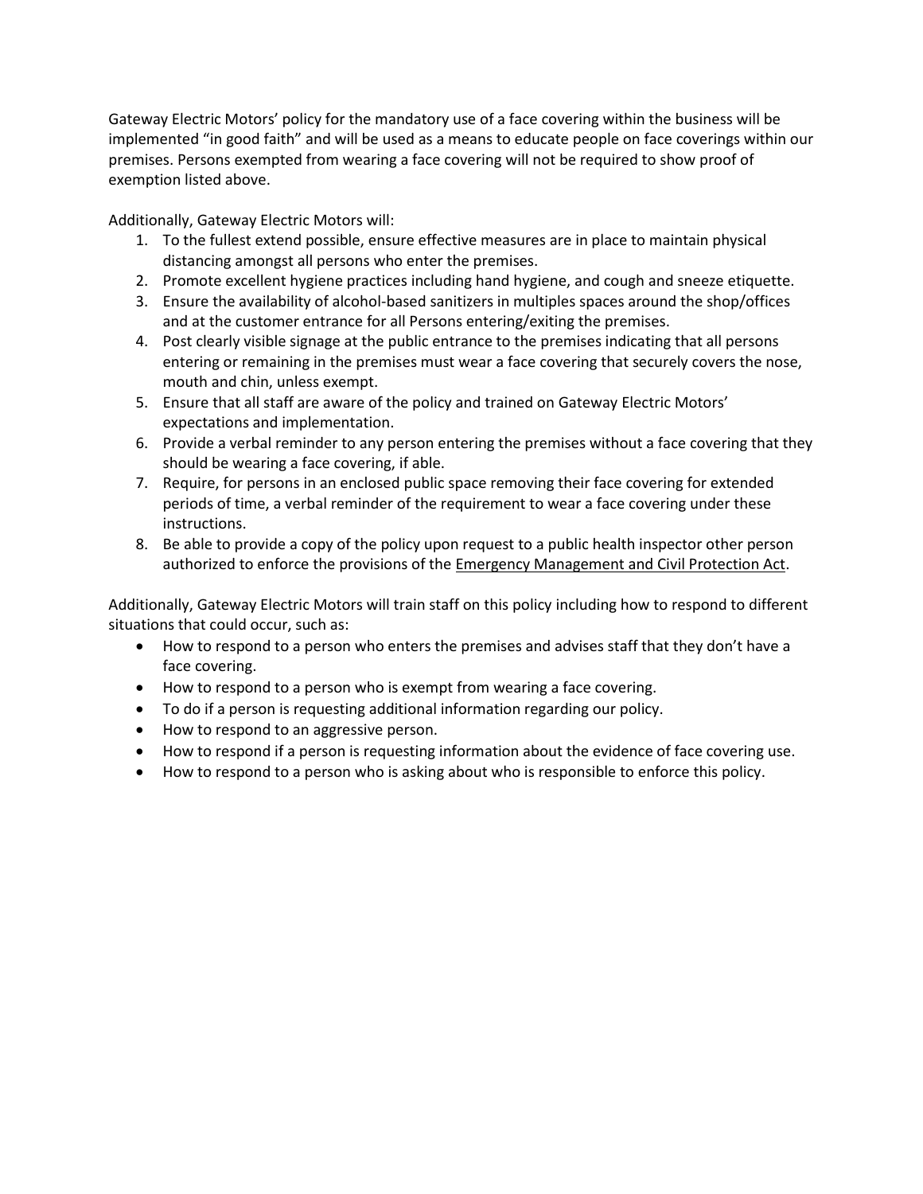Gateway Electric Motors' policy for the mandatory use of a face covering within the business will be implemented "in good faith" and will be used as a means to educate people on face coverings within our premises. Persons exempted from wearing a face covering will not be required to show proof of exemption listed above.

Additionally, Gateway Electric Motors will:

1. To the fullest extend possible, ensure effective measures are in place to maintain physical distancing amongst all persons who enter the premises.
2. Promote excellent hygiene practices including hand hygiene, and cough and sneeze etiquette.
3. Ensure the availability of alcohol-based sanitizers in multiples spaces around the shop/offices and at the customer entrance for all Persons entering/exiting the premises.
4. Post clearly visible signage at the public entrance to the premises indicating that all persons entering or remaining in the premises must wear a face covering that securely covers the nose, mouth and chin, unless exempt.
5. Ensure that all staff are aware of the policy and trained on Gateway Electric Motors' expectations and implementation.
6. Provide a verbal reminder to any person entering the premises without a face covering that they should be wearing a face covering, if able.
7. Require, for persons in an enclosed public space removing their face covering for extended periods of time, a verbal reminder of the requirement to wear a face covering under these instructions.
8. Be able to provide a copy of the policy upon request to a public health inspector other person authorized to enforce the provisions of the Emergency Management and Civil Protection Act.

Additionally, Gateway Electric Motors will train staff on this policy including how to respond to different situations that could occur, such as:

- How to respond to a person who enters the premises and advises staff that they don't have a face covering.
- How to respond to a person who is exempt from wearing a face covering.
- To do if a person is requesting additional information regarding our policy.
- How to respond to an aggressive person.
- How to respond if a person is requesting information about the evidence of face covering use.
- How to respond to a person who is asking about who is responsible to enforce this policy.